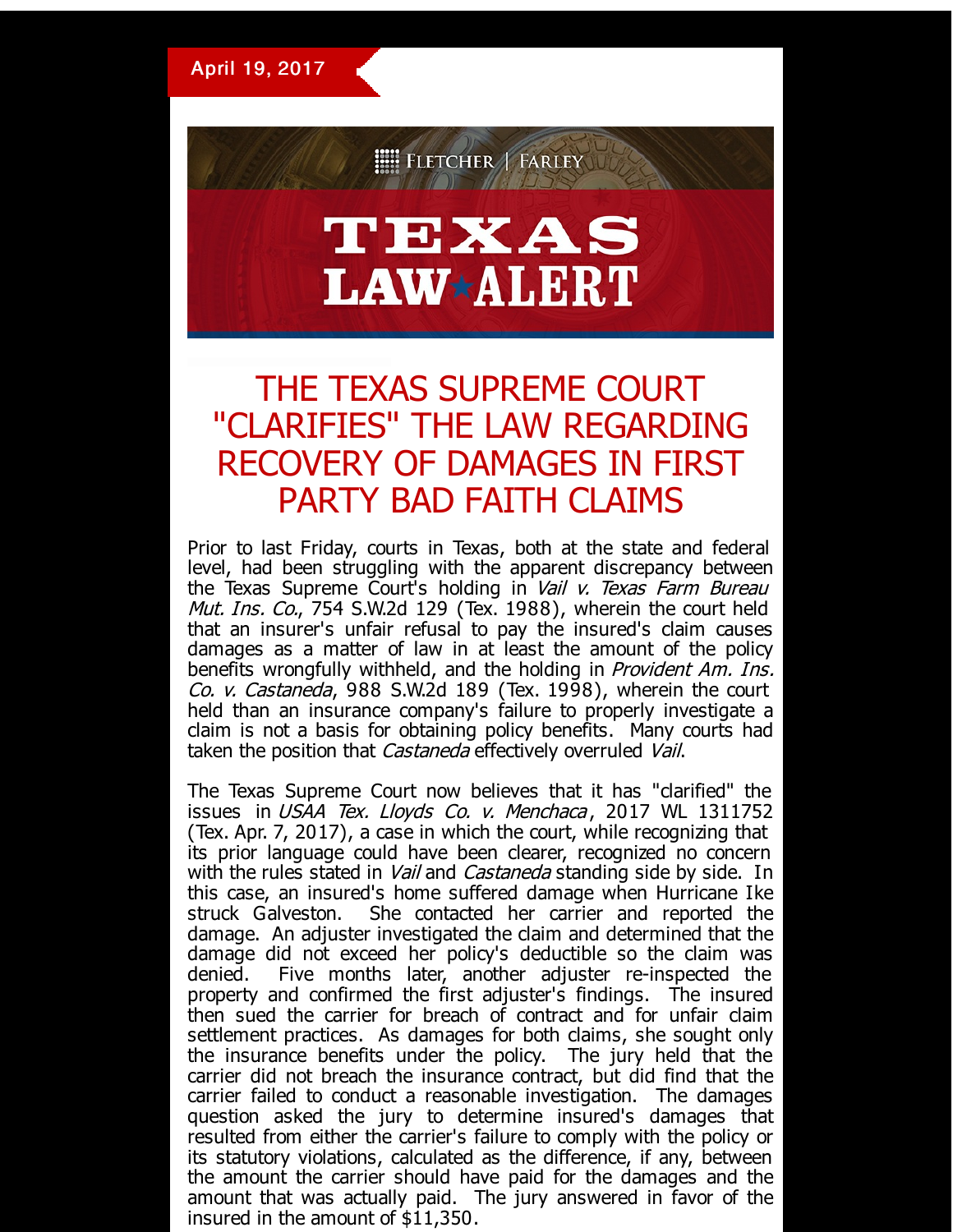April 19, 2017

FLETCHER | FARLEY

# TEXAS LAW ALERT

## THE TEXAS SUPREME COURT "CLARIFIES" THE LAW REGARDING RECOVERY OF DAMAGES IN FIRST PARTY BAD FAITH CLAIMS

Prior to last Friday, courts in Texas, both at the state and federal level, had been struggling with the apparent discrepancy between the Texas Supreme Court's holding in *Vail v. Texas Farm Bureau Mut. Ins. Co.*, 754 S.W.2d 129 (Tex. 1988), wherein the court held that an insurer's unfair refusal to pay the insured's claim causes damages as a matter of law in at least the amount of the policy benefits wrongfully withheld, and the holding in *Provident Am. Ins. Co. v. Castaneda*, 988 S.W.2d 189 (Tex. 1998), wherein the court held than an insurance company's failure to properly investigate a claim is not a basis for obtaining policy benefits. Many courts had taken the position that *Castaneda* effectively overruled *Vail*.

The Texas Supreme Court now believes that it has "clarified" the issues in *USAA Tex. Lloyds Co. v. Menchaca*, 2017 WL 1311752 (Tex. Apr. 7, 2017), a case in which the court, while recognizing that its prior language could have been clearer, recognized no concern with the rules stated in *Vail* and *Castaneda* standing side by side. In this case, an insured's home suffered damage when Hurricane Ike struck Galveston. She contacted her carrier and reported the damage. An adjuster investigated the claim and determined that the damage did not exceed her policy's deductible so the claim was denied. Five months later, another adjuster re-inspected the property and confirmed the first adjuster's findings. The insured then sued the carrier for breach of contract and for unfair claim settlement practices. As damages for both claims, she sought only the insurance benefits under the policy. The jury held that the carrier did not breach the insurance contract, but did find that the carrier failed to conduct a reasonable investigation. The damages question asked the jury to determine insured's damages that resulted from either the carrier's failure to comply with the policy or its statutory violations, calculated as the difference, if any, between the amount the carrier should have paid for the damages and the amount that was actually paid. The jury answered in favor of the insured in the amount of $11,350.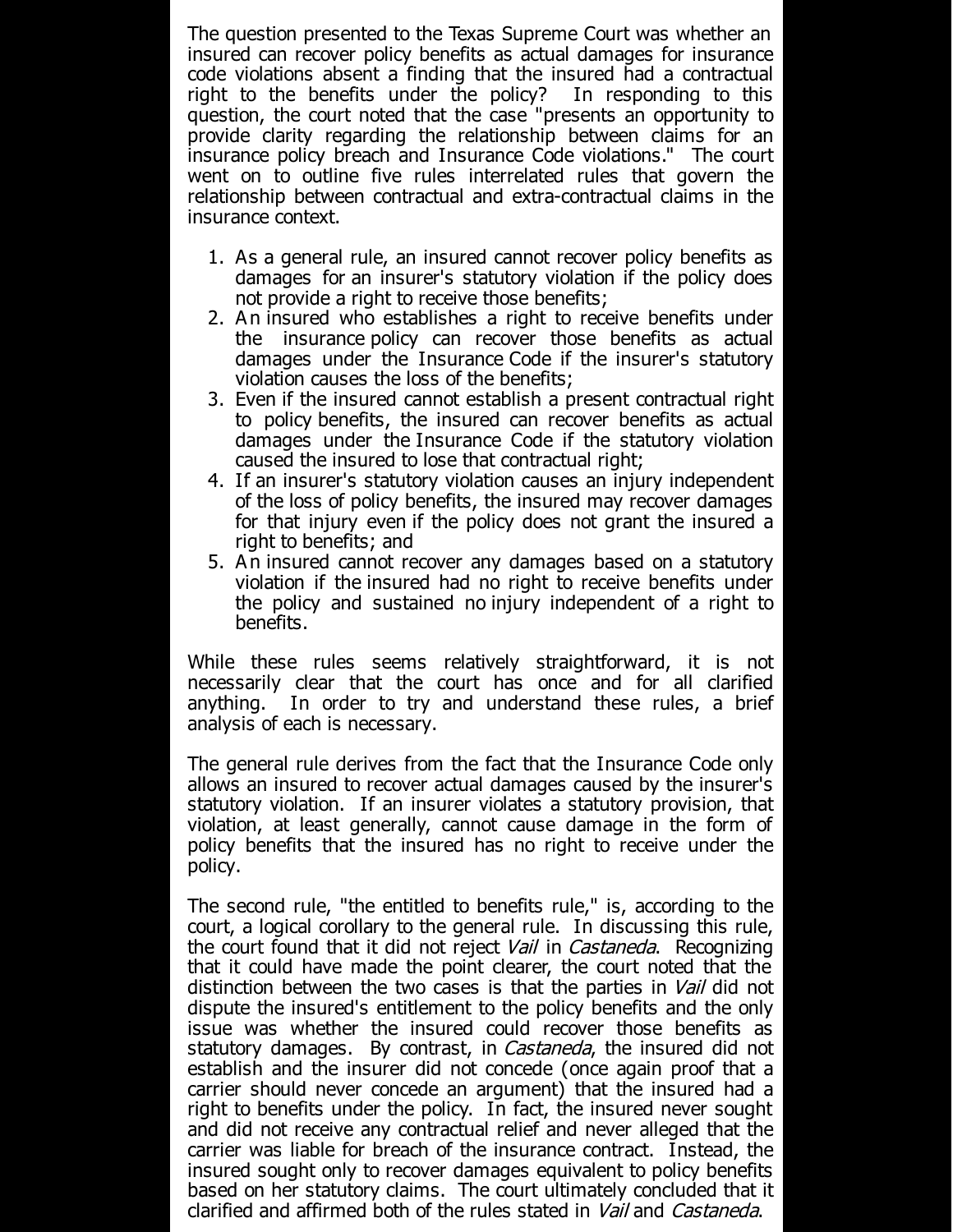The question presented to the Texas Supreme Court was whether an insured can recover policy benefits as actual damages for insurance code violations absent a finding that the insured had a contractual right to the benefits under the policy? In responding to this question, the court noted that the case "presents an opportunity to provide clarity regarding the relationship between claims for an insurance policy breach and Insurance Code violations." The court went on to outline five rules interrelated rules that govern the relationship between contractual and extra-contractual claims in the insurance context.

1. As a general rule, an insured cannot recover policy benefits as damages for an insurer's statutory violation if the policy does not provide a right to receive those benefits;
2. An insured who establishes a right to receive benefits under the insurance policy can recover those benefits as actual damages under the Insurance Code if the insurer's statutory violation causes the loss of the benefits;
3. Even if the insured cannot establish a present contractual right to policy benefits, the insured can recover benefits as actual damages under the Insurance Code if the statutory violation caused the insured to lose that contractual right;
4. If an insurer's statutory violation causes an injury independent of the loss of policy benefits, the insured may recover damages for that injury even if the policy does not grant the insured a right to benefits; and
5. An insured cannot recover any damages based on a statutory violation if the insured had no right to receive benefits under the policy and sustained no injury independent of a right to benefits.

While these rules seems relatively straightforward, it is not necessarily clear that the court has once and for all clarified anything. In order to try and understand these rules, a brief analysis of each is necessary.

The general rule derives from the fact that the Insurance Code only allows an insured to recover actual damages caused by the insurer's statutory violation. If an insurer violates a statutory provision, that violation, at least generally, cannot cause damage in the form of policy benefits that the insured has no right to receive under the policy.

The second rule, "the entitled to benefits rule," is, according to the court, a logical corollary to the general rule. In discussing this rule, the court found that it did not reject *Vail* in *Castaneda*. Recognizing that it could have made the point clearer, the court noted that the distinction between the two cases is that the parties in *Vail* did not dispute the insured's entitlement to the policy benefits and the only issue was whether the insured could recover those benefits as statutory damages. By contrast, in *Castaneda*, the insured did not establish and the insurer did not concede (once again proof that a carrier should never concede an argument) that the insured had a right to benefits under the policy. In fact, the insured never sought and did not receive any contractual relief and never alleged that the carrier was liable for breach of the insurance contract. Instead, the insured sought only to recover damages equivalent to policy benefits based on her statutory claims. The court ultimately concluded that it clarified and affirmed both of the rules stated in *Vail* and *Castaneda*.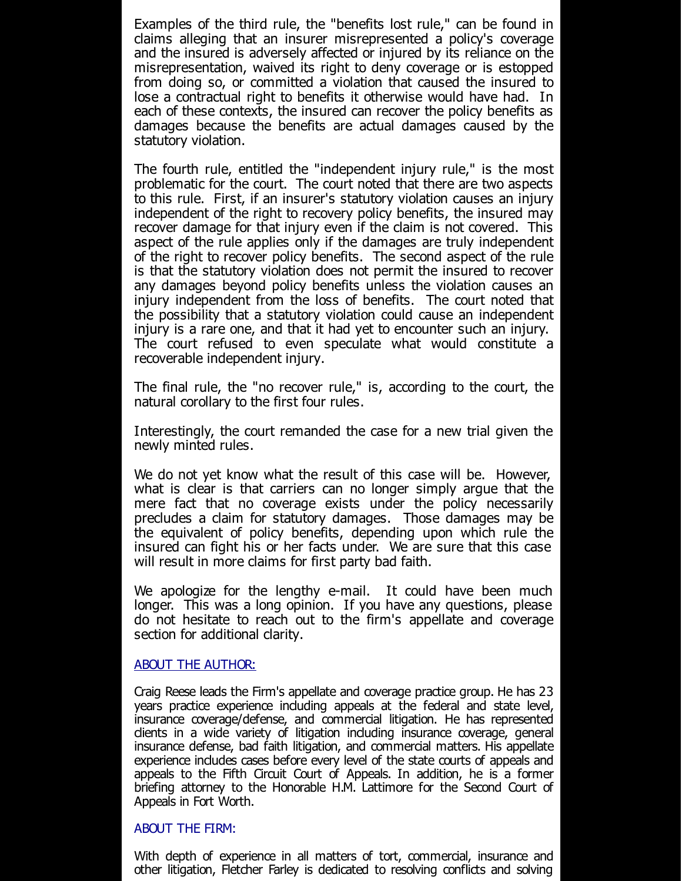Examples of the third rule, the "benefits lost rule," can be found in claims alleging that an insurer misrepresented a policy's coverage and the insured is adversely affected or injured by its reliance on the misrepresentation, waived its right to deny coverage or is estopped from doing so, or committed a violation that caused the insured to lose a contractual right to benefits it otherwise would have had. In each of these contexts, the insured can recover the policy benefits as damages because the benefits are actual damages caused by the statutory violation.

The fourth rule, entitled the "independent injury rule," is the most problematic for the court. The court noted that there are two aspects to this rule. First, if an insurer's statutory violation causes an injury independent of the right to recovery policy benefits, the insured may recover damage for that injury even if the claim is not covered. This aspect of the rule applies only if the damages are truly independent of the right to recover policy benefits. The second aspect of the rule is that the statutory violation does not permit the insured to recover any damages beyond policy benefits unless the violation causes an injury independent from the loss of benefits. The court noted that the possibility that a statutory violation could cause an independent injury is a rare one, and that it had yet to encounter such an injury. The court refused to even speculate what would constitute a recoverable independent injury.

The final rule, the "no recover rule," is, according to the court, the natural corollary to the first four rules.

Interestingly, the court remanded the case for a new trial given the newly minted rules.

We do not yet know what the result of this case will be. However, what is clear is that carriers can no longer simply argue that the mere fact that no coverage exists under the policy necessarily precludes a claim for statutory damages. Those damages may be the equivalent of policy benefits, depending upon which rule the insured can fight his or her facts under. We are sure that this case will result in more claims for first party bad faith.

We apologize for the lengthy e-mail. It could have been much longer. This was a long opinion. If you have any questions, please do not hesitate to reach out to the firm's appellate and coverage section for additional clarity.

ABOUT THE AUTHOR:

Craig Reese leads the Firm's appellate and coverage practice group. He has 23 years practice experience including appeals at the federal and state level, insurance coverage/defense, and commercial litigation. He has represented clients in a wide variety of litigation including insurance coverage, general insurance defense, bad faith litigation, and commercial matters. His appellate experience includes cases before every level of the state courts of appeals and appeals to the Fifth Circuit Court of Appeals. In addition, he is a former briefing attorney to the Honorable H.M. Lattimore for the Second Court of Appeals in Fort Worth.

ABOUT THE FIRM:

With depth of experience in all matters of tort, commercial, insurance and other litigation, Fletcher Farley is dedicated to resolving conflicts and solving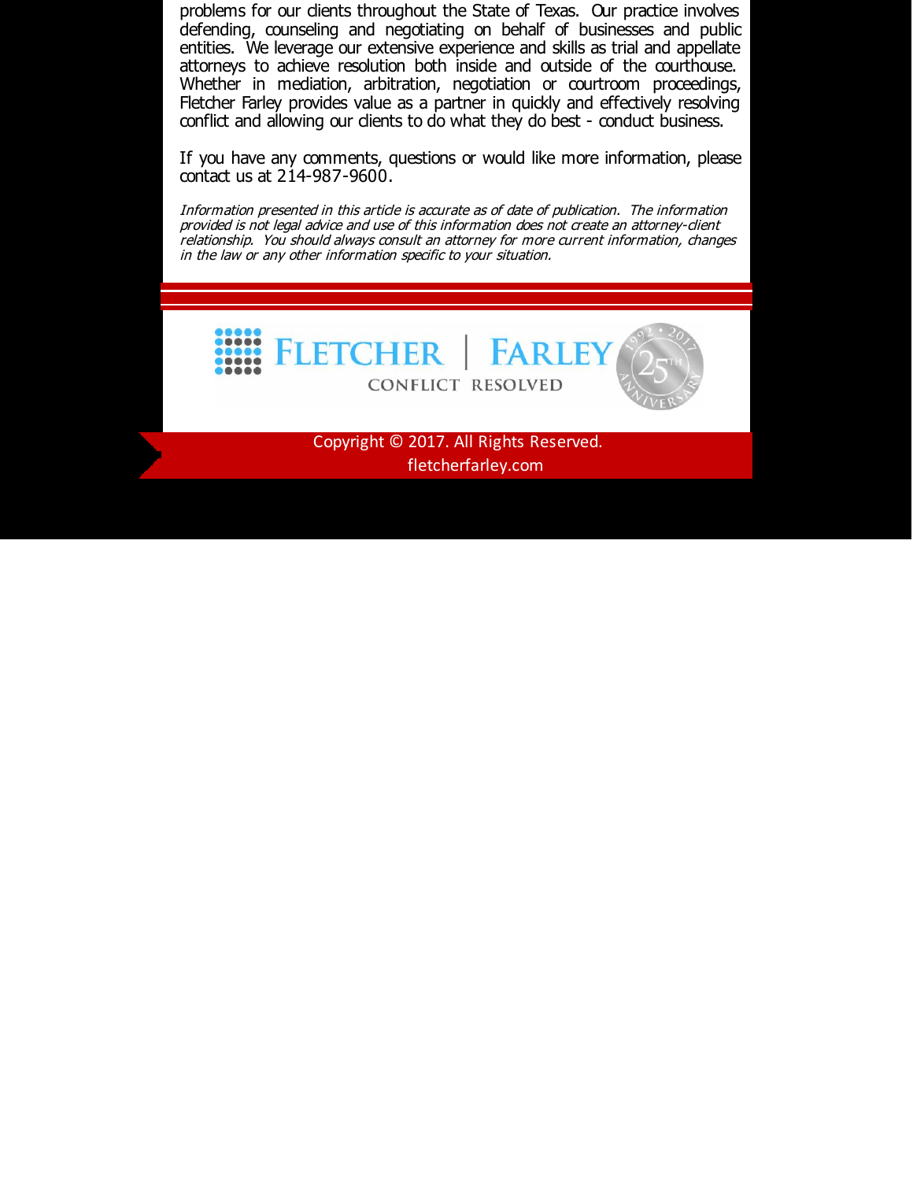problems for our clients throughout the State of Texas. Our practice involves defending, counseling and negotiating on behalf of businesses and public entities. We leverage our extensive experience and skills as trial and appellate attorneys to achieve resolution both inside and outside of the courthouse. Whether in mediation, arbitration, negotiation or courtroom proceedings, Fletcher Farley provides value as a partner in quickly and effectively resolving conflict and allowing our clients to do what they do best - conduct business.

If you have any comments, questions or would like more information, please contact us at 214-987-9600.

*Information presented in this article is accurate as of date of publication. The information provided is not legal advice and use of this information does not create an attorney-client relationship. You should always consult an attorney for more current information, changes in the law or any other information specific to your situation.*

FLETCHER | FARLEY
CONFLICT RESOLVED

Copyright © 2017. All Rights Reserved.
fletcherfarley.com